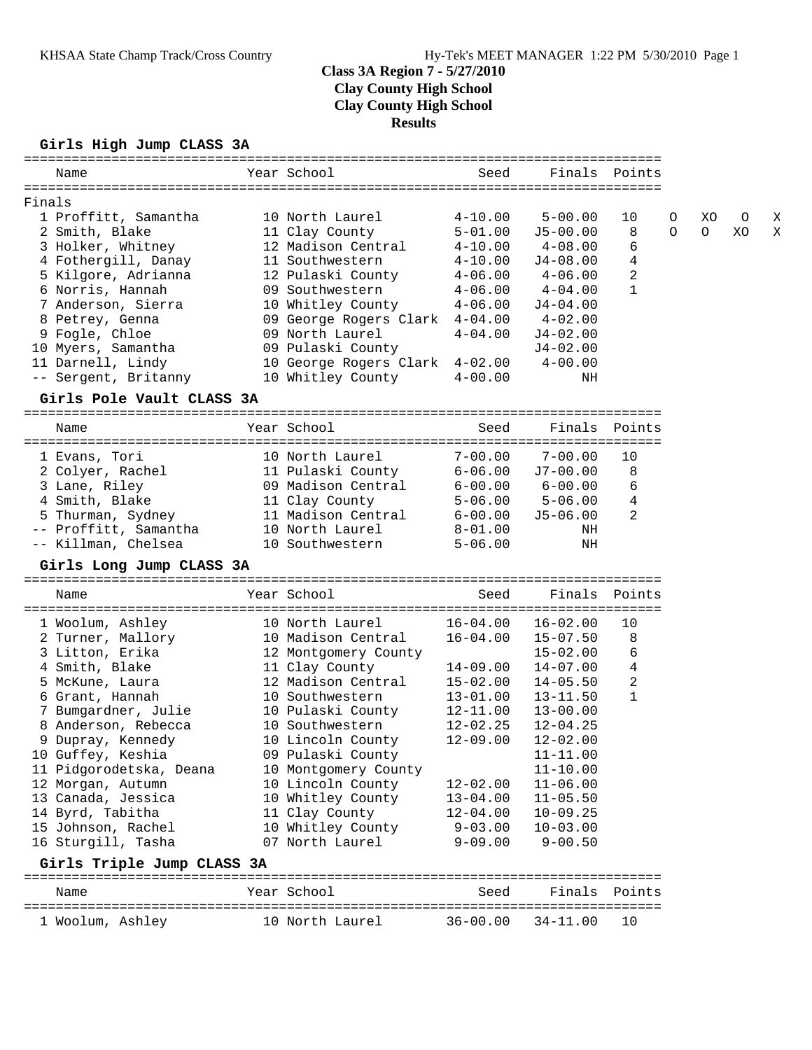# Class 3A Region 7 - 5/27/2010
## Clay County High School
## Clay County High School
## Results

### Girls High Jump CLASS 3A

Finals

| Place | Name | Year | School | Seed | Finals | Points | | | | |
|---|---|---|---|---|---|---|---|---|---|---|
| 1 | Proffitt, Samantha | 10 | North Laurel | 4-10.00 | 5-00.00 | 10 | O | XO | O | X |
| 2 | Smith, Blake | 11 | Clay County | 5-01.00 | J5-00.00 | 8 | O | O | XO | X |
| 3 | Holker, Whitney | 12 | Madison Central | 4-10.00 | 4-08.00 | 6 | | | | |
| 4 | Fothergill, Danay | 11 | Southwestern | 4-10.00 | J4-08.00 | 4 | | | | |
| 5 | Kilgore, Adrianna | 12 | Pulaski County | 4-06.00 | 4-06.00 | 2 | | | | |
| 6 | Norris, Hannah | 09 | Southwestern | 4-06.00 | 4-04.00 | 1 | | | | |
| 7 | Anderson, Sierra | 10 | Whitley County | 4-06.00 | J4-04.00 | | | | | |
| 8 | Petrey, Genna | 09 | George Rogers Clark | 4-04.00 | 4-02.00 | | | | | |
| 9 | Fogle, Chloe | 09 | North Laurel | 4-04.00 | J4-02.00 | | | | | |
| 10 | Myers, Samantha | 09 | Pulaski County | | J4-02.00 | | | | | |
| 11 | Darnell, Lindy | 10 | George Rogers Clark | 4-02.00 | 4-00.00 | | | | | |
| -- | Sergent, Britanny | 10 | Whitley County | 4-00.00 | NH | | | | | |

### Girls Pole Vault CLASS 3A

| Place | Name | Year | School | Seed | Finals | Points |
|---|---|---|---|---|---|---|
| 1 | Evans, Tori | 10 | North Laurel | 7-00.00 | 7-00.00 | 10 |
| 2 | Colyer, Rachel | 11 | Pulaski County | 6-06.00 | J7-00.00 | 8 |
| 3 | Lane, Riley | 09 | Madison Central | 6-00.00 | 6-00.00 | 6 |
| 4 | Smith, Blake | 11 | Clay County | 5-06.00 | 5-06.00 | 4 |
| 5 | Thurman, Sydney | 11 | Madison Central | 6-00.00 | J5-06.00 | 2 |
| -- | Proffitt, Samantha | 10 | North Laurel | 8-01.00 | NH | |
| -- | Killman, Chelsea | 10 | Southwestern | 5-06.00 | NH | |

### Girls Long Jump CLASS 3A

| Place | Name | Year | School | Seed | Finals | Points |
|---|---|---|---|---|---|---|
| 1 | Woolum, Ashley | 10 | North Laurel | 16-04.00 | 16-02.00 | 10 |
| 2 | Turner, Mallory | 10 | Madison Central | 16-04.00 | 15-07.50 | 8 |
| 3 | Litton, Erika | 12 | Montgomery County | | 15-02.00 | 6 |
| 4 | Smith, Blake | 11 | Clay County | 14-09.00 | 14-07.00 | 4 |
| 5 | McKune, Laura | 12 | Madison Central | 15-02.00 | 14-05.50 | 2 |
| 6 | Grant, Hannah | 10 | Southwestern | 13-01.00 | 13-11.50 | 1 |
| 7 | Bumgardner, Julie | 10 | Pulaski County | 12-11.00 | 13-00.00 | |
| 8 | Anderson, Rebecca | 10 | Southwestern | 12-02.25 | 12-04.25 | |
| 9 | Dupray, Kennedy | 10 | Lincoln County | 12-09.00 | 12-02.00 | |
| 10 | Guffey, Keshia | 09 | Pulaski County | | 11-11.00 | |
| 11 | Pidgorodetska, Deana | 10 | Montgomery County | | 11-10.00 | |
| 12 | Morgan, Autumn | 10 | Lincoln County | 12-02.00 | 11-06.00 | |
| 13 | Canada, Jessica | 10 | Whitley County | 13-04.00 | 11-05.50 | |
| 14 | Byrd, Tabitha | 11 | Clay County | 12-04.00 | 10-09.25 | |
| 15 | Johnson, Rachel | 10 | Whitley County | 9-03.00 | 10-03.00 | |
| 16 | Sturgill, Tasha | 07 | North Laurel | 9-09.00 | 9-00.50 | |

### Girls Triple Jump CLASS 3A

| Place | Name | Year | School | Seed | Finals | Points |
|---|---|---|---|---|---|---|
| 1 | Woolum, Ashley | 10 | North Laurel | 36-00.00 | 34-11.00 | 10 |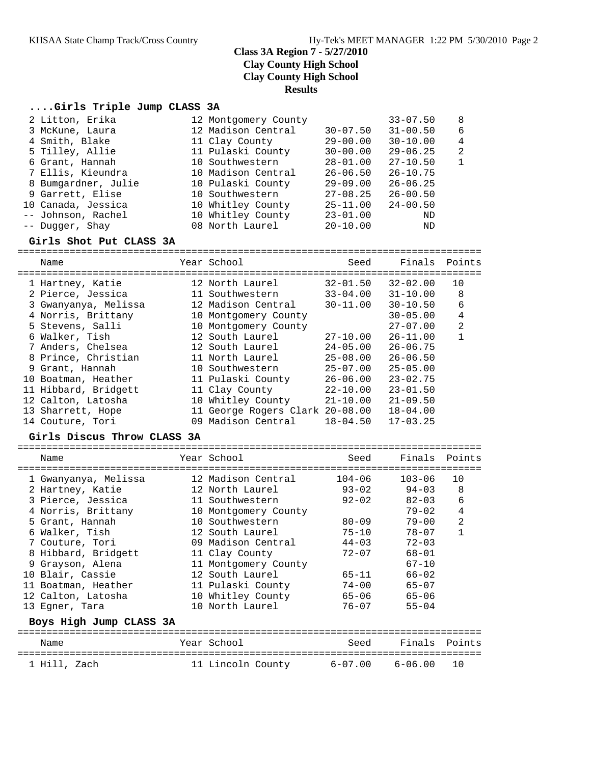## Class 3A Region 7 - 5/27/2010
## Clay County High School
## Clay County High School
## Results

### ....Girls Triple Jump CLASS 3A

| Place | Name | Year | School | Seed | Finals | Points |
|---|---|---|---|---|---|---|
| 2 | Litton, Erika | 12 | Montgomery County | | 33-07.50 | 8 |
| 3 | McKune, Laura | 12 | Madison Central | 30-07.50 | 31-00.50 | 6 |
| 4 | Smith, Blake | 11 | Clay County | 29-00.00 | 30-10.00 | 4 |
| 5 | Tilley, Allie | 11 | Pulaski County | 30-00.00 | 29-06.25 | 2 |
| 6 | Grant, Hannah | 10 | Southwestern | 28-01.00 | 27-10.50 | 1 |
| 7 | Ellis, Kieundra | 10 | Madison Central | 26-06.50 | 26-10.75 | |
| 8 | Bumgardner, Julie | 10 | Pulaski County | 29-09.00 | 26-06.25 | |
| 9 | Garrett, Elise | 10 | Southwestern | 27-08.25 | 26-00.50 | |
| 10 | Canada, Jessica | 10 | Whitley County | 25-11.00 | 24-00.50 | |
| -- | Johnson, Rachel | 10 | Whitley County | 23-01.00 | ND | |
| -- | Dugger, Shay | 08 | North Laurel | 20-10.00 | ND | |

### Girls Shot Put CLASS 3A

| Place | Name | Year | School | Seed | Finals | Points |
|---|---|---|---|---|---|---|
| 1 | Hartney, Katie | 12 | North Laurel | 32-01.50 | 32-02.00 | 10 |
| 2 | Pierce, Jessica | 11 | Southwestern | 33-04.00 | 31-10.00 | 8 |
| 3 | Gwanyanya, Melissa | 12 | Madison Central | 30-11.00 | 30-10.50 | 6 |
| 4 | Norris, Brittany | 10 | Montgomery County | | 30-05.00 | 4 |
| 5 | Stevens, Salli | 10 | Montgomery County | | 27-07.00 | 2 |
| 6 | Walker, Tish | 12 | South Laurel | 27-10.00 | 26-11.00 | 1 |
| 7 | Anders, Chelsea | 12 | South Laurel | 24-05.00 | 26-06.75 | |
| 8 | Prince, Christian | 11 | North Laurel | 25-08.00 | 26-06.50 | |
| 9 | Grant, Hannah | 10 | Southwestern | 25-07.00 | 25-05.00 | |
| 10 | Boatman, Heather | 11 | Pulaski County | 26-06.00 | 23-02.75 | |
| 11 | Hibbard, Bridgett | 11 | Clay County | 22-10.00 | 23-01.50 | |
| 12 | Calton, Latosha | 10 | Whitley County | 21-10.00 | 21-09.50 | |
| 13 | Sharrett, Hope | 11 | George Rogers Clark | 20-08.00 | 18-04.00 | |
| 14 | Couture, Tori | 09 | Madison Central | 18-04.50 | 17-03.25 | |

### Girls Discus Throw CLASS 3A

| Place | Name | Year | School | Seed | Finals | Points |
|---|---|---|---|---|---|---|
| 1 | Gwanyanya, Melissa | 12 | Madison Central | 104-06 | 103-06 | 10 |
| 2 | Hartney, Katie | 12 | North Laurel | 93-02 | 94-03 | 8 |
| 3 | Pierce, Jessica | 11 | Southwestern | 92-02 | 82-03 | 6 |
| 4 | Norris, Brittany | 10 | Montgomery County | | 79-02 | 4 |
| 5 | Grant, Hannah | 10 | Southwestern | 80-09 | 79-00 | 2 |
| 6 | Walker, Tish | 12 | South Laurel | 75-10 | 78-07 | 1 |
| 7 | Couture, Tori | 09 | Madison Central | 44-03 | 72-03 | |
| 8 | Hibbard, Bridgett | 11 | Clay County | 72-07 | 68-01 | |
| 9 | Grayson, Alena | 11 | Montgomery County | | 67-10 | |
| 10 | Blair, Cassie | 12 | South Laurel | 65-11 | 66-02 | |
| 11 | Boatman, Heather | 11 | Pulaski County | 74-00 | 65-07 | |
| 12 | Calton, Latosha | 10 | Whitley County | 65-06 | 65-06 | |
| 13 | Egner, Tara | 10 | North Laurel | 76-07 | 55-04 | |

### Boys High Jump CLASS 3A

| Place | Name | Year | School | Seed | Finals | Points |
|---|---|---|---|---|---|---|
| 1 | Hill, Zach | 11 | Lincoln County | 6-07.00 | 6-06.00 | 10 |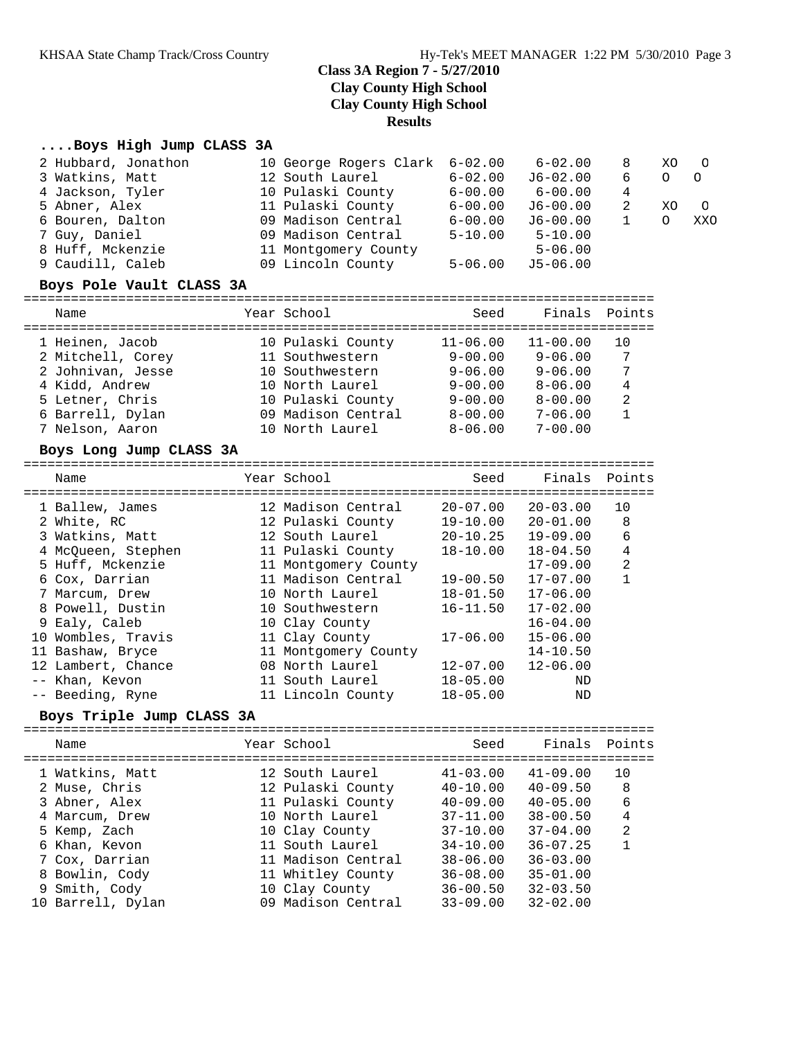# Class 3A Region 7 - 5/27/2010
## Clay County High School
## Clay County High School
## Results

### ....Boys High Jump CLASS 3A

| Place | Name | Year | School | Seed | Finals | Points | | |
|---|---|---|---|---|---|---|---|---|
| 2 | Hubbard, Jonathon | 10 | George Rogers Clark | 6-02.00 | 6-02.00 | 8 | XO | O |
| 3 | Watkins, Matt | 12 | South Laurel | 6-02.00 | J6-02.00 | 6 | O | O |
| 4 | Jackson, Tyler | 10 | Pulaski County | 6-00.00 | 6-00.00 | 4 | | |
| 5 | Abner, Alex | 11 | Pulaski County | 6-00.00 | J6-00.00 | 2 | XO | O |
| 6 | Bouren, Dalton | 09 | Madison Central | 6-00.00 | J6-00.00 | 1 | O | XXO |
| 7 | Guy, Daniel | 09 | Madison Central | 5-10.00 | 5-10.00 | | | |
| 8 | Huff, Mckenzie | 11 | Montgomery County | | 5-06.00 | | | |
| 9 | Caudill, Caleb | 09 | Lincoln County | 5-06.00 | J5-06.00 | | | |

### Boys Pole Vault CLASS 3A

| Place | Name | Year | School | Seed | Finals | Points |
|---|---|---|---|---|---|---|
| 1 | Heinen, Jacob | 10 | Pulaski County | 11-06.00 | 11-00.00 | 10 |
| 2 | Mitchell, Corey | 11 | Southwestern | 9-00.00 | 9-06.00 | 7 |
| 2 | Johnivan, Jesse | 10 | Southwestern | 9-06.00 | 9-06.00 | 7 |
| 4 | Kidd, Andrew | 10 | North Laurel | 9-00.00 | 8-06.00 | 4 |
| 5 | Letner, Chris | 10 | Pulaski County | 9-00.00 | 8-00.00 | 2 |
| 6 | Barrell, Dylan | 09 | Madison Central | 8-00.00 | 7-06.00 | 1 |
| 7 | Nelson, Aaron | 10 | North Laurel | 8-06.00 | 7-00.00 | |

### Boys Long Jump CLASS 3A

| Place | Name | Year | School | Seed | Finals | Points |
|---|---|---|---|---|---|---|
| 1 | Ballew, James | 12 | Madison Central | 20-07.00 | 20-03.00 | 10 |
| 2 | White, RC | 12 | Pulaski County | 19-10.00 | 20-01.00 | 8 |
| 3 | Watkins, Matt | 12 | South Laurel | 20-10.25 | 19-09.00 | 6 |
| 4 | McQueen, Stephen | 11 | Pulaski County | 18-10.00 | 18-04.50 | 4 |
| 5 | Huff, Mckenzie | 11 | Montgomery County | | 17-09.00 | 2 |
| 6 | Cox, Darrian | 11 | Madison Central | 19-00.50 | 17-07.00 | 1 |
| 7 | Marcum, Drew | 10 | North Laurel | 18-01.50 | 17-06.00 | |
| 8 | Powell, Dustin | 10 | Southwestern | 16-11.50 | 17-02.00 | |
| 9 | Ealy, Caleb | 10 | Clay County | | 16-04.00 | |
| 10 | Wombles, Travis | 11 | Clay County | 17-06.00 | 15-06.00 | |
| 11 | Bashaw, Bryce | 11 | Montgomery County | | 14-10.50 | |
| 12 | Lambert, Chance | 08 | North Laurel | 12-07.00 | 12-06.00 | |
| -- | Khan, Kevon | 11 | South Laurel | 18-05.00 | ND | |
| -- | Beeding, Ryne | 11 | Lincoln County | 18-05.00 | ND | |

### Boys Triple Jump CLASS 3A

| Place | Name | Year | School | Seed | Finals | Points |
|---|---|---|---|---|---|---|
| 1 | Watkins, Matt | 12 | South Laurel | 41-03.00 | 41-09.00 | 10 |
| 2 | Muse, Chris | 12 | Pulaski County | 40-10.00 | 40-09.50 | 8 |
| 3 | Abner, Alex | 11 | Pulaski County | 40-09.00 | 40-05.00 | 6 |
| 4 | Marcum, Drew | 10 | North Laurel | 37-11.00 | 38-00.50 | 4 |
| 5 | Kemp, Zach | 10 | Clay County | 37-10.00 | 37-04.00 | 2 |
| 6 | Khan, Kevon | 11 | South Laurel | 34-10.00 | 36-07.25 | 1 |
| 7 | Cox, Darrian | 11 | Madison Central | 38-06.00 | 36-03.00 | |
| 8 | Bowlin, Cody | 11 | Whitley County | 36-08.00 | 35-01.00 | |
| 9 | Smith, Cody | 10 | Clay County | 36-00.50 | 32-03.50 | |
| 10 | Barrell, Dylan | 09 | Madison Central | 33-09.00 | 32-02.00 | |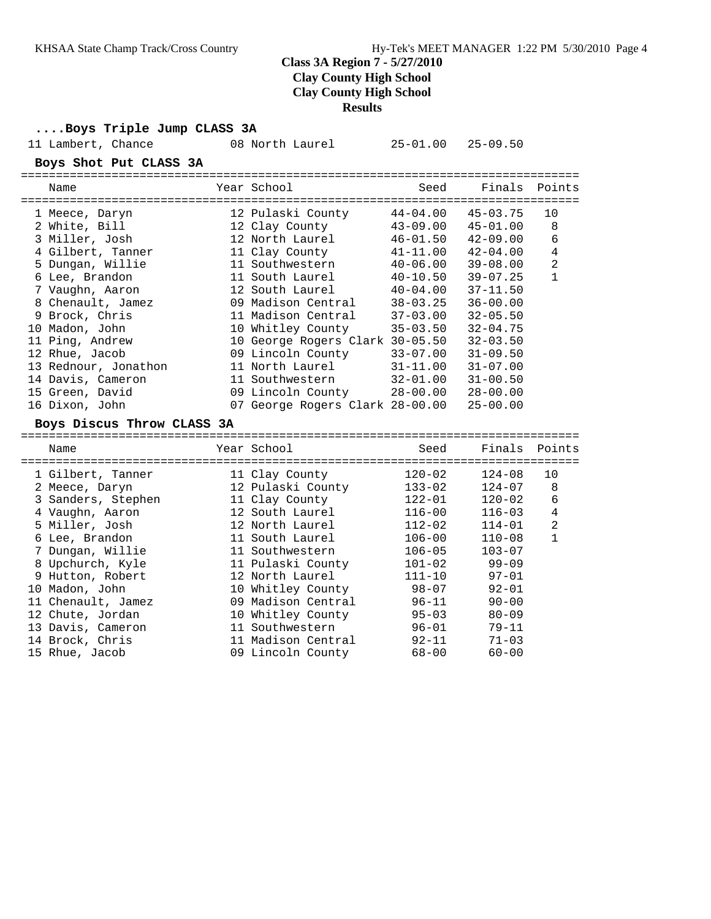## Class 3A Region 7 - 5/27/2010
## Clay County High School
## Clay County High School
## Results

### ....Boys Triple Jump CLASS 3A

| | | | | | |
|---|---|---|---|---|---|
| 11 | Lambert, Chance | 08 | North Laurel | 25-01.00 | 25-09.50 |

### Boys Shot Put CLASS 3A

| | Name | Year | School | Seed | Finals | Points |
|---|---|---|---|---|---|---|
| 1 | Meece, Daryn | 12 | Pulaski County | 44-04.00 | 45-03.75 | 10 |
| 2 | White, Bill | 12 | Clay County | 43-09.00 | 45-01.00 | 8 |
| 3 | Miller, Josh | 12 | North Laurel | 46-01.50 | 42-09.00 | 6 |
| 4 | Gilbert, Tanner | 11 | Clay County | 41-11.00 | 42-04.00 | 4 |
| 5 | Dungan, Willie | 11 | Southwestern | 40-06.00 | 39-08.00 | 2 |
| 6 | Lee, Brandon | 11 | South Laurel | 40-10.50 | 39-07.25 | 1 |
| 7 | Vaughn, Aaron | 12 | South Laurel | 40-04.00 | 37-11.50 | |
| 8 | Chenault, Jamez | 09 | Madison Central | 38-03.25 | 36-00.00 | |
| 9 | Brock, Chris | 11 | Madison Central | 37-03.00 | 32-05.50 | |
| 10 | Madon, John | 10 | Whitley County | 35-03.50 | 32-04.75 | |
| 11 | Ping, Andrew | 10 | George Rogers Clark | 30-05.50 | 32-03.50 | |
| 12 | Rhue, Jacob | 09 | Lincoln County | 33-07.00 | 31-09.50 | |
| 13 | Rednour, Jonathon | 11 | North Laurel | 31-11.00 | 31-07.00 | |
| 14 | Davis, Cameron | 11 | Southwestern | 32-01.00 | 31-00.50 | |
| 15 | Green, David | 09 | Lincoln County | 28-00.00 | 28-00.00 | |
| 16 | Dixon, John | 07 | George Rogers Clark | 28-00.00 | 25-00.00 | |

### Boys Discus Throw CLASS 3A

| | Name | Year | School | Seed | Finals | Points |
|---|---|---|---|---|---|---|
| 1 | Gilbert, Tanner | 11 | Clay County | 120-02 | 124-08 | 10 |
| 2 | Meece, Daryn | 12 | Pulaski County | 133-02 | 124-07 | 8 |
| 3 | Sanders, Stephen | 11 | Clay County | 122-01 | 120-02 | 6 |
| 4 | Vaughn, Aaron | 12 | South Laurel | 116-00 | 116-03 | 4 |
| 5 | Miller, Josh | 12 | North Laurel | 112-02 | 114-01 | 2 |
| 6 | Lee, Brandon | 11 | South Laurel | 106-00 | 110-08 | 1 |
| 7 | Dungan, Willie | 11 | Southwestern | 106-05 | 103-07 | |
| 8 | Upchurch, Kyle | 11 | Pulaski County | 101-02 | 99-09 | |
| 9 | Hutton, Robert | 12 | North Laurel | 111-10 | 97-01 | |
| 10 | Madon, John | 10 | Whitley County | 98-07 | 92-01 | |
| 11 | Chenault, Jamez | 09 | Madison Central | 96-11 | 90-00 | |
| 12 | Chute, Jordan | 10 | Whitley County | 95-03 | 80-09 | |
| 13 | Davis, Cameron | 11 | Southwestern | 96-01 | 79-11 | |
| 14 | Brock, Chris | 11 | Madison Central | 92-11 | 71-03 | |
| 15 | Rhue, Jacob | 09 | Lincoln County | 68-00 | 60-00 | |